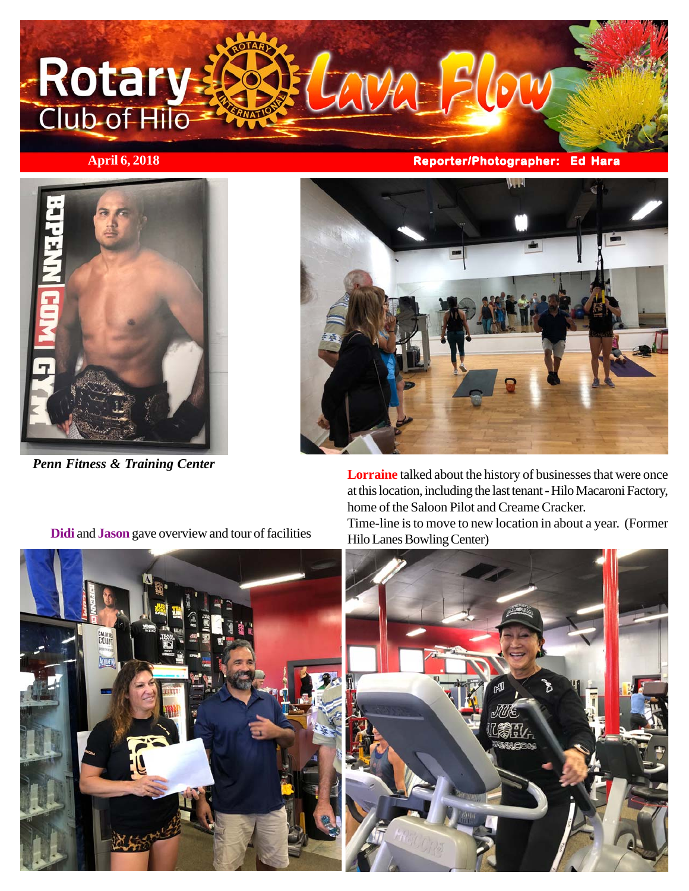# Rotary Club of Hilo Lava Flow

**April 6, 2018** **Reporter/Photographer: Ed Hara**

*Penn Fitness & Training Center*

**Lorraine** talked about the history of businesses that were once at this location, including the last tenant - Hilo Macaroni Factory, home of the Saloon Pilot and Creame Cracker.

Time-line is to move to new location in about a year. (Former Hilo Lanes Bowling Center)

**Didi** and **Jason** gave overview and tour of facilities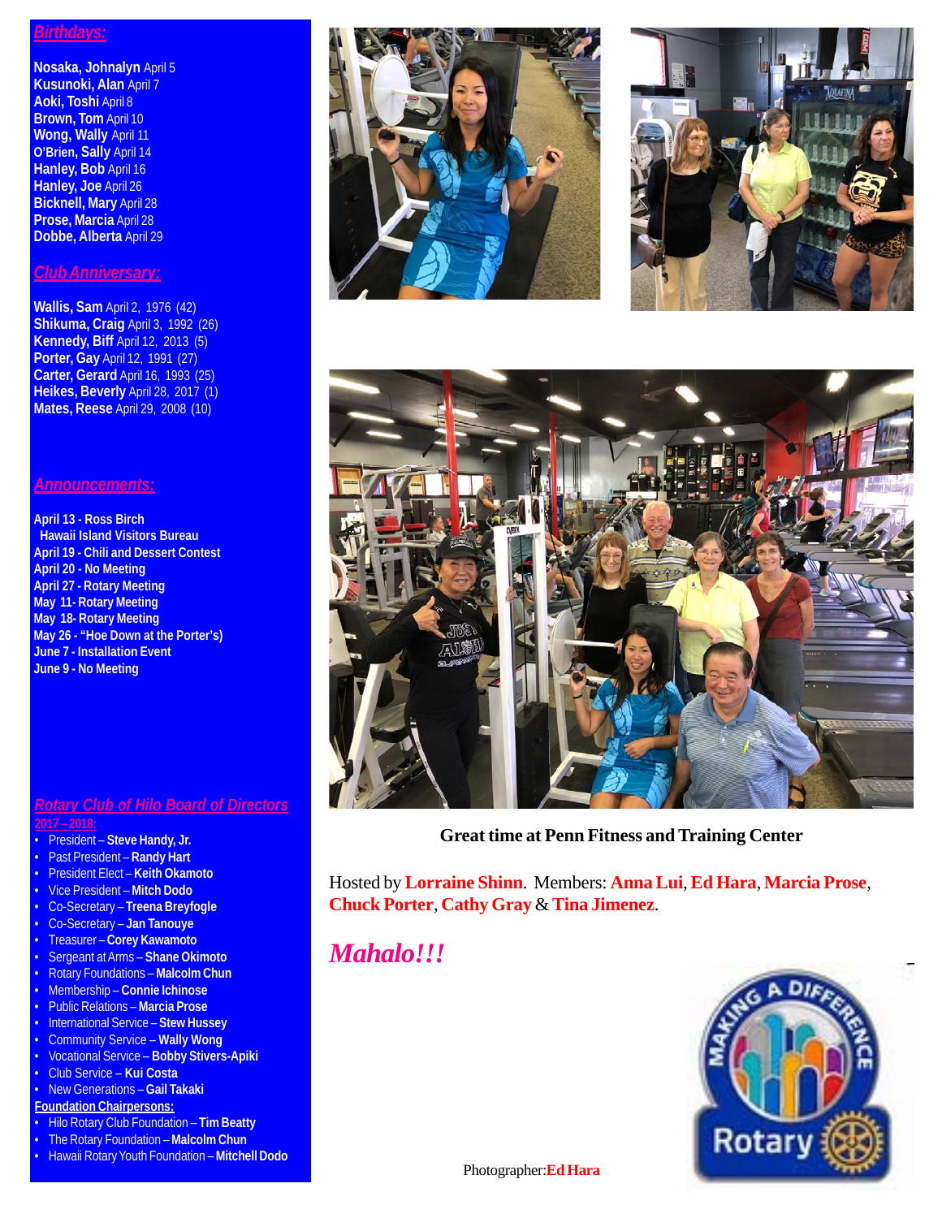## Birthdays:

**Nosaka, Johnalyn** April 5
**Kusunoki, Alan** April 7
**Aoki, Toshi** April 8
**Brown, Tom** April 10
**Wong, Wally** April 11
**O'Brien, Sally** April 14
**Hanley, Bob** April 16
**Hanley, Joe** April 26
**Bicknell, Mary** April 28
**Prose, Marcia** April 28
**Dobbe, Alberta** April 29

## Club Anniversary:

**Wallis, Sam** April 2, 1976 (42)
**Shikuma, Craig** April 3, 1992 (26)
**Kennedy, Biff** April 12, 2013 (5)
**Porter, Gay** April 12, 1991 (27)
**Carter, Gerard** April 16, 1993 (25)
**Heikes, Beverly** April 28, 2017 (1)
**Mates, Reese** April 29, 2008 (10)

## Announcements:

**April 13 - Ross Birch**
**Hawaii Island Visitors Bureau**
**April 19 - Chili and Dessert Contest**
**April 20 - No Meeting**
**April 27 - Rotary Meeting**
**May 11- Rotary Meeting**
**May 18- Rotary Meeting**
**May 26 - "Hoe Down at the Porter's)**
**June 7 - Installation Event**
**June 9 - No Meeting**

## Rotary Club of Hilo Board of Directors

**2017 – 2018:**

- President – **Steve Handy, Jr.**
- Past President – **Randy Hart**
- President Elect – **Keith Okamoto**
- Vice President – **Mitch Dodo**
- Co-Secretary – **Treena Breyfogle**
- Co-Secretary – **Jan Tanouye**
- Treasurer – **Corey Kawamoto**
- Sergeant at Arms – **Shane Okimoto**
- Rotary Foundations – **Malcolm Chun**
- Membership – **Connie Ichinose**
- Public Relations – **Marcia Prose**
- International Service – **Stew Hussey**
- Community Service – **Wally Wong**
- Vocational Service – **Bobby Stivers-Apiki**
- Club Service – **Kui Costa**
- New Generations – **Gail Takaki**

**Foundation Chairpersons:**

- Hilo Rotary Club Foundation – **Tim Beatty**
- The Rotary Foundation – **Malcolm Chun**
- Hawaii Rotary Youth Foundation – **Mitchell Dodo**

**Great time at Penn Fitness and Training Center**

Hosted by **Lorraine Shinn**. Members: **Anna Lui**, **Ed Hara**, **Marcia Prose**, **Chuck Porter**, **Cathy Gray** & **Tina Jimenez**.

***Mahalo!!!***

Photographer: **Ed Hara**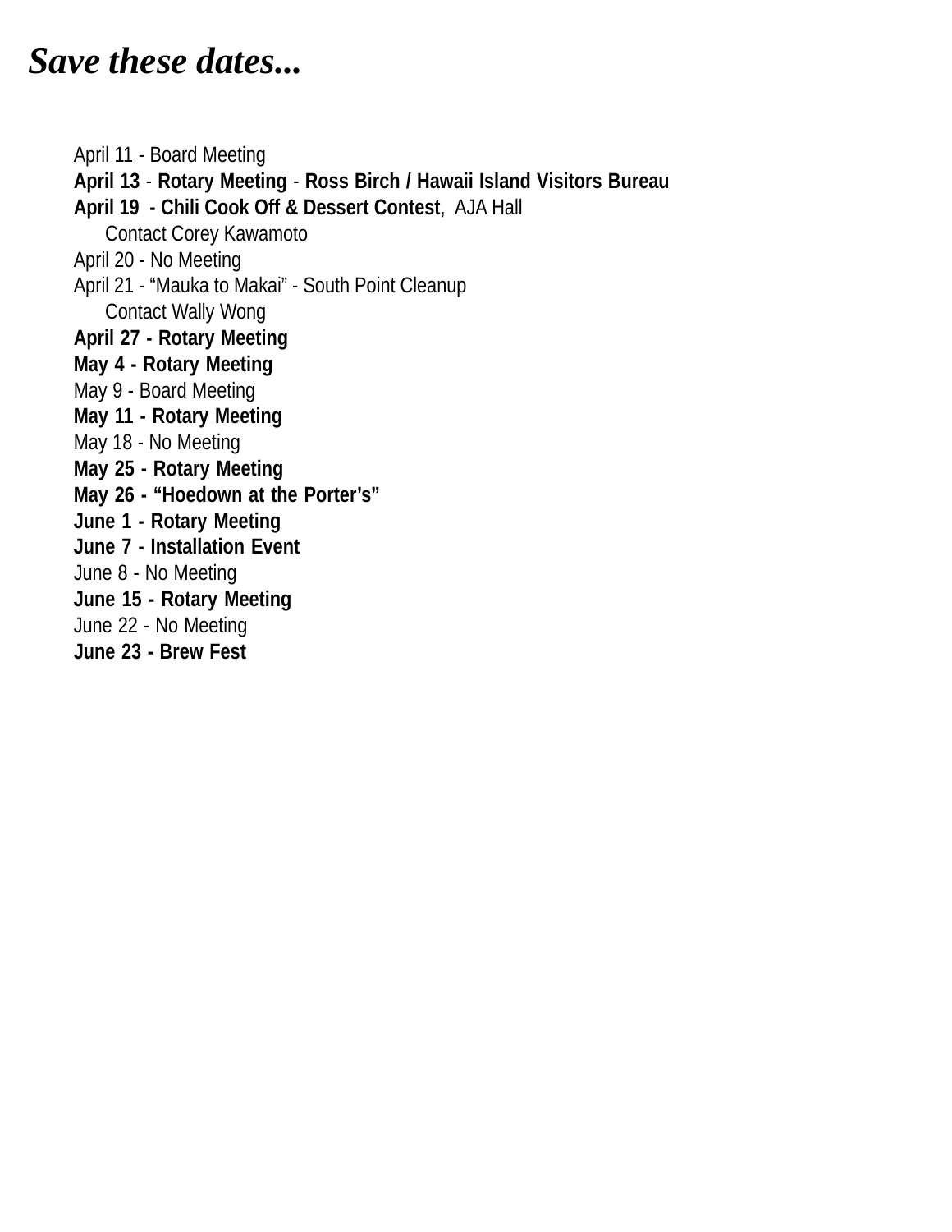# ***Save these dates...***

April 11 - Board Meeting  
**April 13** - **Rotary Meeting** - **Ross Birch / Hawaii Island Visitors Bureau**  
**April 19 - Chili Cook Off & Dessert Contest**, AJA Hall  
Contact Corey Kawamoto  
April 20 - No Meeting  
April 21 - “Mauka to Makai” - South Point Cleanup  
Contact Wally Wong  
**April 27 - Rotary Meeting**  
**May 4 - Rotary Meeting**  
May 9 - Board Meeting  
**May 11 - Rotary Meeting**  
May 18 - No Meeting  
**May 25 - Rotary Meeting**  
**May 26 - “Hoedown at the Porter’s”**  
**June 1 - Rotary Meeting**  
**June 7 - Installation Event**  
June 8 - No Meeting  
**June 15 - Rotary Meeting**  
June 22 - No Meeting  
**June 23 - Brew Fest**